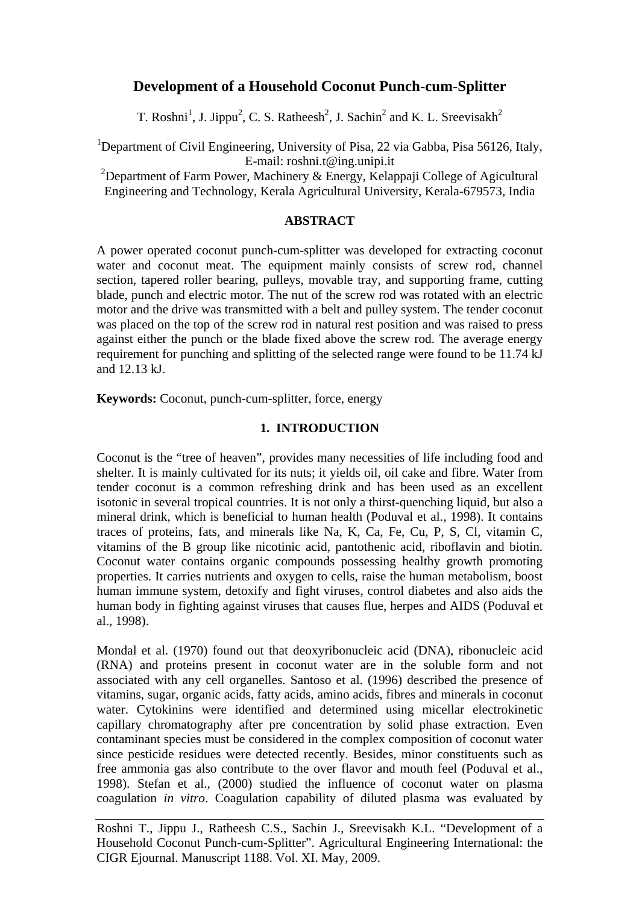# Development of a Household Coconut Punch-cum-Splitter

T. Roshni[1], J. Jippu[2], C. S. Ratheesh[2], J. Sachin[2] and K. L. Sreevisakh[2]

[1]Department of Civil Engineering, University of Pisa, 22 via Gabba, Pisa 56126, Italy, E-mail: roshni.t@ing.unipi.it

[2]Department of Farm Power, Machinery & Energy, Kelappaji College of Agicultural Engineering and Technology, Kerala Agricultural University, Kerala-679573, India

## ABSTRACT

A power operated coconut punch-cum-splitter was developed for extracting coconut water and coconut meat. The equipment mainly consists of screw rod, channel section, tapered roller bearing, pulleys, movable tray, and supporting frame, cutting blade, punch and electric motor. The nut of the screw rod was rotated with an electric motor and the drive was transmitted with a belt and pulley system. The tender coconut was placed on the top of the screw rod in natural rest position and was raised to press against either the punch or the blade fixed above the screw rod. The average energy requirement for punching and splitting of the selected range were found to be 11.74 kJ and 12.13 kJ.

**Keywords:** Coconut, punch-cum-splitter, force, energy

## 1. INTRODUCTION

Coconut is the "tree of heaven", provides many necessities of life including food and shelter. It is mainly cultivated for its nuts; it yields oil, oil cake and fibre. Water from tender coconut is a common refreshing drink and has been used as an excellent isotonic in several tropical countries. It is not only a thirst-quenching liquid, but also a mineral drink, which is beneficial to human health (Poduval et al., 1998). It contains traces of proteins, fats, and minerals like Na, K, Ca, Fe, Cu, P, S, Cl, vitamin C, vitamins of the B group like nicotinic acid, pantothenic acid, riboflavin and biotin. Coconut water contains organic compounds possessing healthy growth promoting properties. It carries nutrients and oxygen to cells, raise the human metabolism, boost human immune system, detoxify and fight viruses, control diabetes and also aids the human body in fighting against viruses that causes flue, herpes and AIDS (Poduval et al., 1998).

Mondal et al. (1970) found out that deoxyribonucleic acid (DNA), ribonucleic acid (RNA) and proteins present in coconut water are in the soluble form and not associated with any cell organelles. Santoso et al. (1996) described the presence of vitamins, sugar, organic acids, fatty acids, amino acids, fibres and minerals in coconut water. Cytokinins were identified and determined using micellar electrokinetic capillary chromatography after pre concentration by solid phase extraction. Even contaminant species must be considered in the complex composition of coconut water since pesticide residues were detected recently. Besides, minor constituents such as free ammonia gas also contribute to the over flavor and mouth feel (Poduval et al., 1998). Stefan et al., (2000) studied the influence of coconut water on plasma coagulation *in vitro*. Coagulation capability of diluted plasma was evaluated by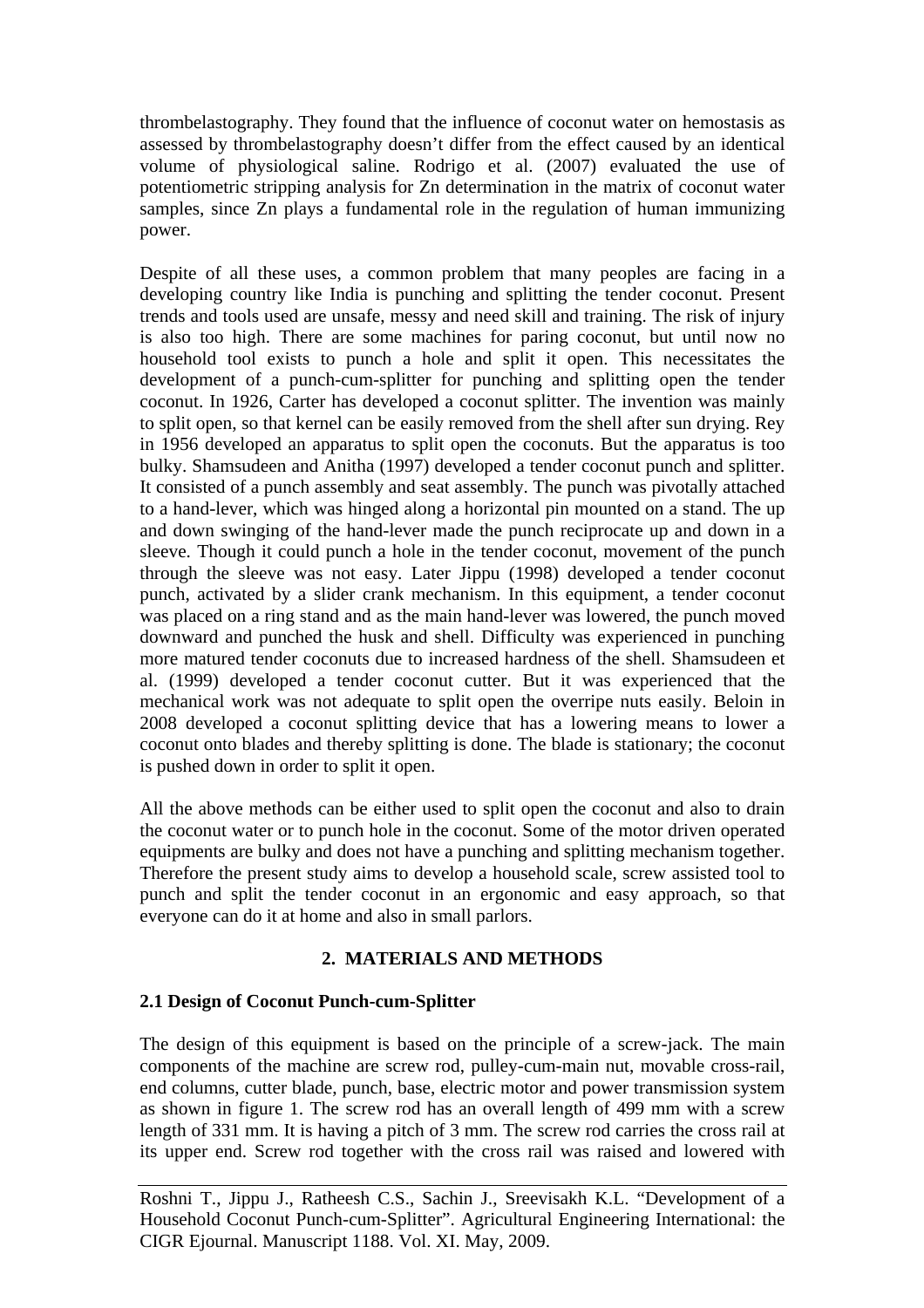thrombelastography. They found that the influence of coconut water on hemostasis as assessed by thrombelastography doesn't differ from the effect caused by an identical volume of physiological saline. Rodrigo et al. (2007) evaluated the use of potentiometric stripping analysis for Zn determination in the matrix of coconut water samples, since Zn plays a fundamental role in the regulation of human immunizing power.

Despite of all these uses, a common problem that many peoples are facing in a developing country like India is punching and splitting the tender coconut. Present trends and tools used are unsafe, messy and need skill and training. The risk of injury is also too high. There are some machines for paring coconut, but until now no household tool exists to punch a hole and split it open. This necessitates the development of a punch-cum-splitter for punching and splitting open the tender coconut. In 1926, Carter has developed a coconut splitter. The invention was mainly to split open, so that kernel can be easily removed from the shell after sun drying. Rey in 1956 developed an apparatus to split open the coconuts. But the apparatus is too bulky. Shamsudeen and Anitha (1997) developed a tender coconut punch and splitter. It consisted of a punch assembly and seat assembly. The punch was pivotally attached to a hand-lever, which was hinged along a horizontal pin mounted on a stand. The up and down swinging of the hand-lever made the punch reciprocate up and down in a sleeve. Though it could punch a hole in the tender coconut, movement of the punch through the sleeve was not easy. Later Jippu (1998) developed a tender coconut punch, activated by a slider crank mechanism. In this equipment, a tender coconut was placed on a ring stand and as the main hand-lever was lowered, the punch moved downward and punched the husk and shell. Difficulty was experienced in punching more matured tender coconuts due to increased hardness of the shell. Shamsudeen et al. (1999) developed a tender coconut cutter. But it was experienced that the mechanical work was not adequate to split open the overripe nuts easily. Beloin in 2008 developed a coconut splitting device that has a lowering means to lower a coconut onto blades and thereby splitting is done. The blade is stationary; the coconut is pushed down in order to split it open.

All the above methods can be either used to split open the coconut and also to drain the coconut water or to punch hole in the coconut. Some of the motor driven operated equipments are bulky and does not have a punching and splitting mechanism together. Therefore the present study aims to develop a household scale, screw assisted tool to punch and split the tender coconut in an ergonomic and easy approach, so that everyone can do it at home and also in small parlors.

## 2. MATERIALS AND METHODS

### 2.1 Design of Coconut Punch-cum-Splitter

The design of this equipment is based on the principle of a screw-jack. The main components of the machine are screw rod, pulley-cum-main nut, movable cross-rail, end columns, cutter blade, punch, base, electric motor and power transmission system as shown in figure 1. The screw rod has an overall length of 499 mm with a screw length of 331 mm. It is having a pitch of 3 mm. The screw rod carries the cross rail at its upper end. Screw rod together with the cross rail was raised and lowered with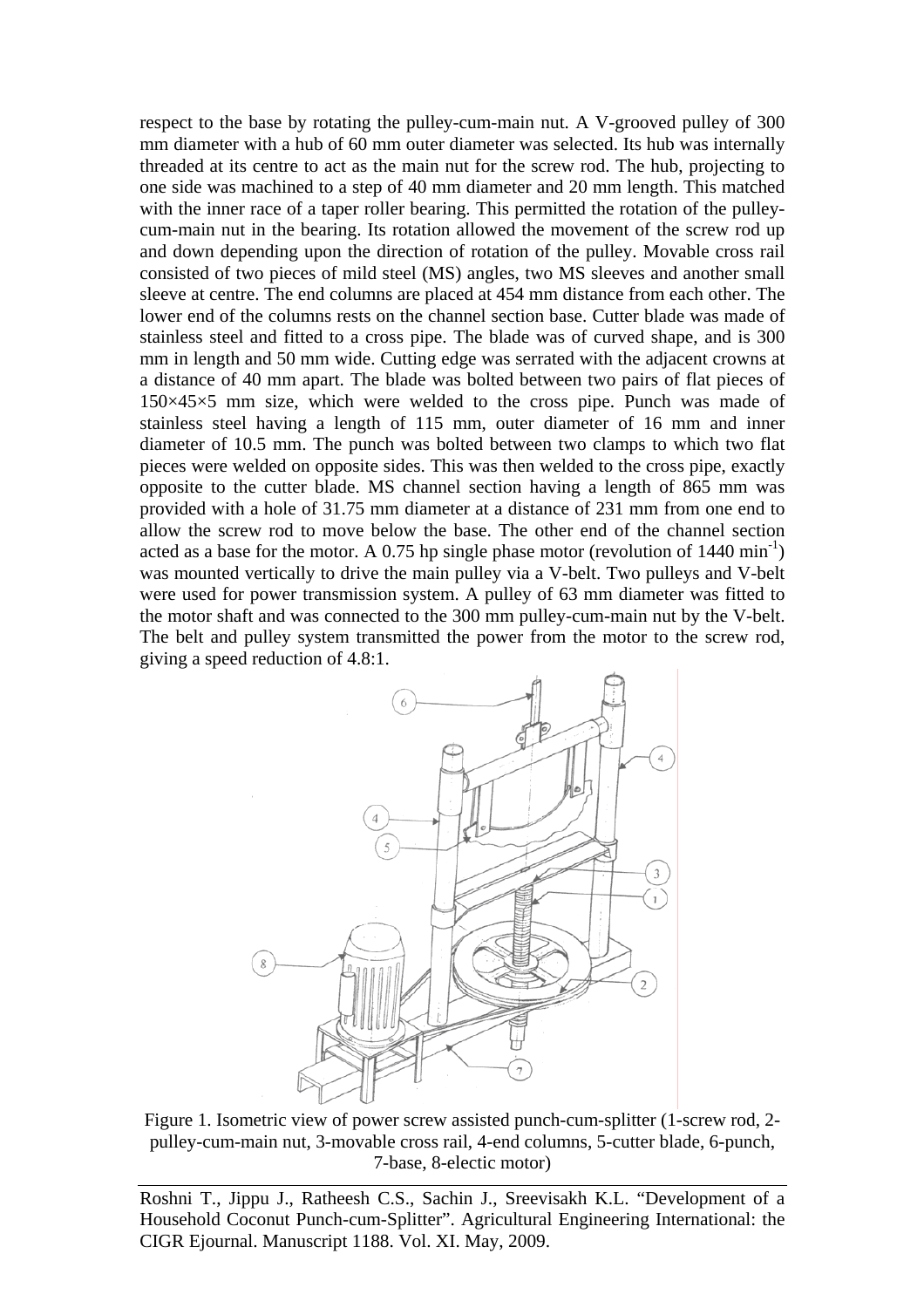respect to the base by rotating the pulley-cum-main nut. A V-grooved pulley of 300 mm diameter with a hub of 60 mm outer diameter was selected. Its hub was internally threaded at its centre to act as the main nut for the screw rod. The hub, projecting to one side was machined to a step of 40 mm diameter and 20 mm length. This matched with the inner race of a taper roller bearing. This permitted the rotation of the pulley-cum-main nut in the bearing. Its rotation allowed the movement of the screw rod up and down depending upon the direction of rotation of the pulley. Movable cross rail consisted of two pieces of mild steel (MS) angles, two MS sleeves and another small sleeve at centre. The end columns are placed at 454 mm distance from each other. The lower end of the columns rests on the channel section base. Cutter blade was made of stainless steel and fitted to a cross pipe. The blade was of curved shape, and is 300 mm in length and 50 mm wide. Cutting edge was serrated with the adjacent crowns at a distance of 40 mm apart. The blade was bolted between two pairs of flat pieces of 150×45×5 mm size, which were welded to the cross pipe. Punch was made of stainless steel having a length of 115 mm, outer diameter of 16 mm and inner diameter of 10.5 mm. The punch was bolted between two clamps to which two flat pieces were welded on opposite sides. This was then welded to the cross pipe, exactly opposite to the cutter blade. MS channel section having a length of 865 mm was provided with a hole of 31.75 mm diameter at a distance of 231 mm from one end to allow the screw rod to move below the base. The other end of the channel section acted as a base for the motor. A 0.75 hp single phase motor (revolution of 1440 $min^{-1}$) was mounted vertically to drive the main pulley via a V-belt. Two pulleys and V-belt were used for power transmission system. A pulley of 63 mm diameter was fitted to the motor shaft and was connected to the 300 mm pulley-cum-main nut by the V-belt. The belt and pulley system transmitted the power from the motor to the screw rod, giving a speed reduction of 4.8:1.

Figure 1. Isometric view of power screw assisted punch-cum-splitter (1-screw rod, 2-pulley-cum-main nut, 3-movable cross rail, 4-end columns, 5-cutter blade, 6-punch, 7-base, 8-electic motor)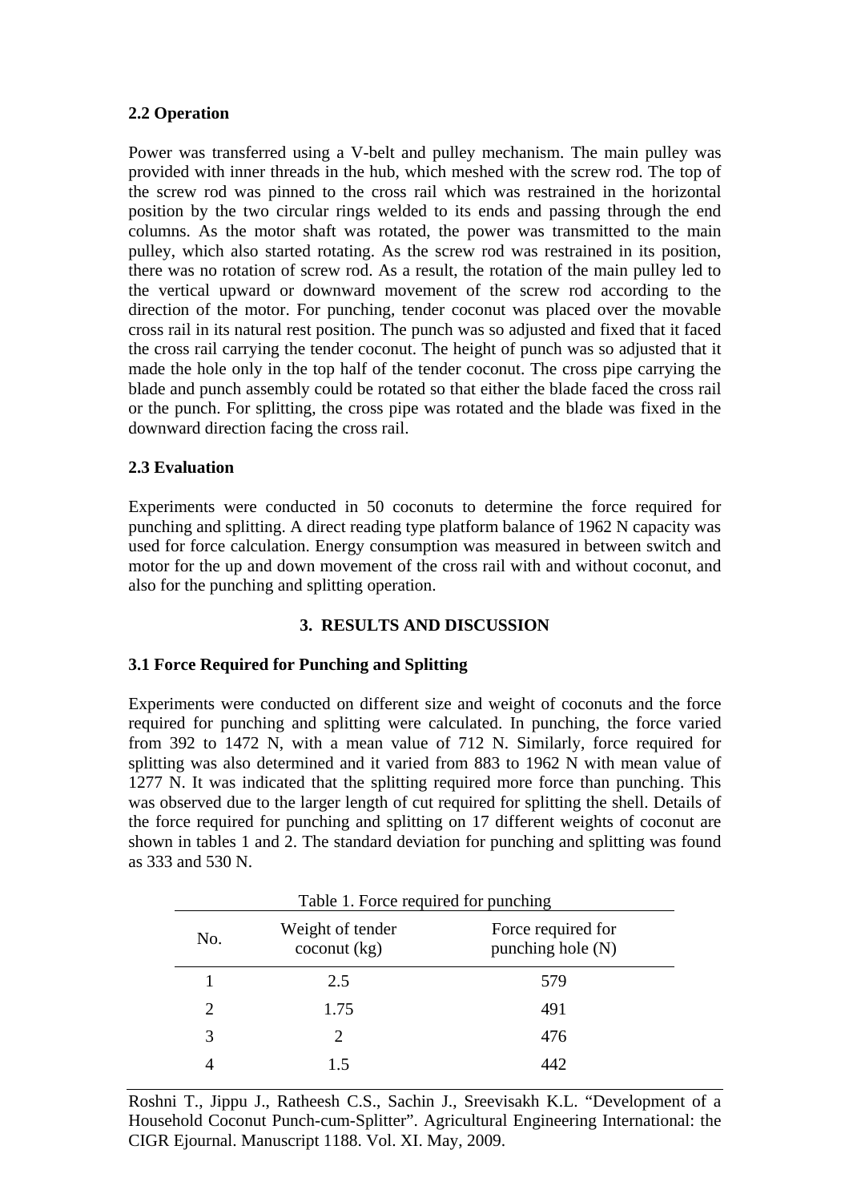### 2.2 Operation

Power was transferred using a V-belt and pulley mechanism. The main pulley was provided with inner threads in the hub, which meshed with the screw rod. The top of the screw rod was pinned to the cross rail which was restrained in the horizontal position by the two circular rings welded to its ends and passing through the end columns. As the motor shaft was rotated, the power was transmitted to the main pulley, which also started rotating. As the screw rod was restrained in its position, there was no rotation of screw rod. As a result, the rotation of the main pulley led to the vertical upward or downward movement of the screw rod according to the direction of the motor. For punching, tender coconut was placed over the movable cross rail in its natural rest position. The punch was so adjusted and fixed that it faced the cross rail carrying the tender coconut. The height of punch was so adjusted that it made the hole only in the top half of the tender coconut. The cross pipe carrying the blade and punch assembly could be rotated so that either the blade faced the cross rail or the punch. For splitting, the cross pipe was rotated and the blade was fixed in the downward direction facing the cross rail.

### 2.3 Evaluation

Experiments were conducted in 50 coconuts to determine the force required for punching and splitting. A direct reading type platform balance of 1962 N capacity was used for force calculation. Energy consumption was measured in between switch and motor for the up and down movement of the cross rail with and without coconut, and also for the punching and splitting operation.

## 3. RESULTS AND DISCUSSION

### 3.1 Force Required for Punching and Splitting

Experiments were conducted on different size and weight of coconuts and the force required for punching and splitting were calculated. In punching, the force varied from 392 to 1472 N, with a mean value of 712 N. Similarly, force required for splitting was also determined and it varied from 883 to 1962 N with mean value of 1277 N. It was indicated that the splitting required more force than punching. This was observed due to the larger length of cut required for splitting the shell. Details of the force required for punching and splitting on 17 different weights of coconut are shown in tables 1 and 2. The standard deviation for punching and splitting was found as 333 and 530 N.

Table 1. Force required for punching

| No. | Weight of tender coconut (kg) | Force required for punching hole (N) |
|---|---|---|
| 1 | 2.5 | 579 |
| 2 | 1.75 | 491 |
| 3 | 2 | 476 |
| 4 | 1.5 | 442 |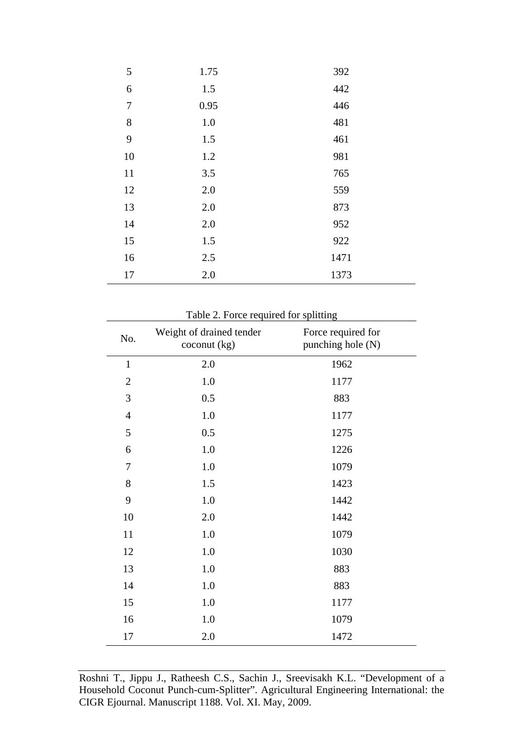| | | |
|---|---|---|
| 5 | 1.75 | 392 |
| 6 | 1.5 | 442 |
| 7 | 0.95 | 446 |
| 8 | 1.0 | 481 |
| 9 | 1.5 | 461 |
| 10 | 1.2 | 981 |
| 11 | 3.5 | 765 |
| 12 | 2.0 | 559 |
| 13 | 2.0 | 873 |
| 14 | 2.0 | 952 |
| 15 | 1.5 | 922 |
| 16 | 2.5 | 1471 |
| 17 | 2.0 | 1373 |

Table 2. Force required for splitting

| No. | Weight of drained tender coconut (kg) | Force required for punching hole (N) |
|---|---|---|
| 1 | 2.0 | 1962 |
| 2 | 1.0 | 1177 |
| 3 | 0.5 | 883 |
| 4 | 1.0 | 1177 |
| 5 | 0.5 | 1275 |
| 6 | 1.0 | 1226 |
| 7 | 1.0 | 1079 |
| 8 | 1.5 | 1423 |
| 9 | 1.0 | 1442 |
| 10 | 2.0 | 1442 |
| 11 | 1.0 | 1079 |
| 12 | 1.0 | 1030 |
| 13 | 1.0 | 883 |
| 14 | 1.0 | 883 |
| 15 | 1.0 | 1177 |
| 16 | 1.0 | 1079 |
| 17 | 2.0 | 1472 |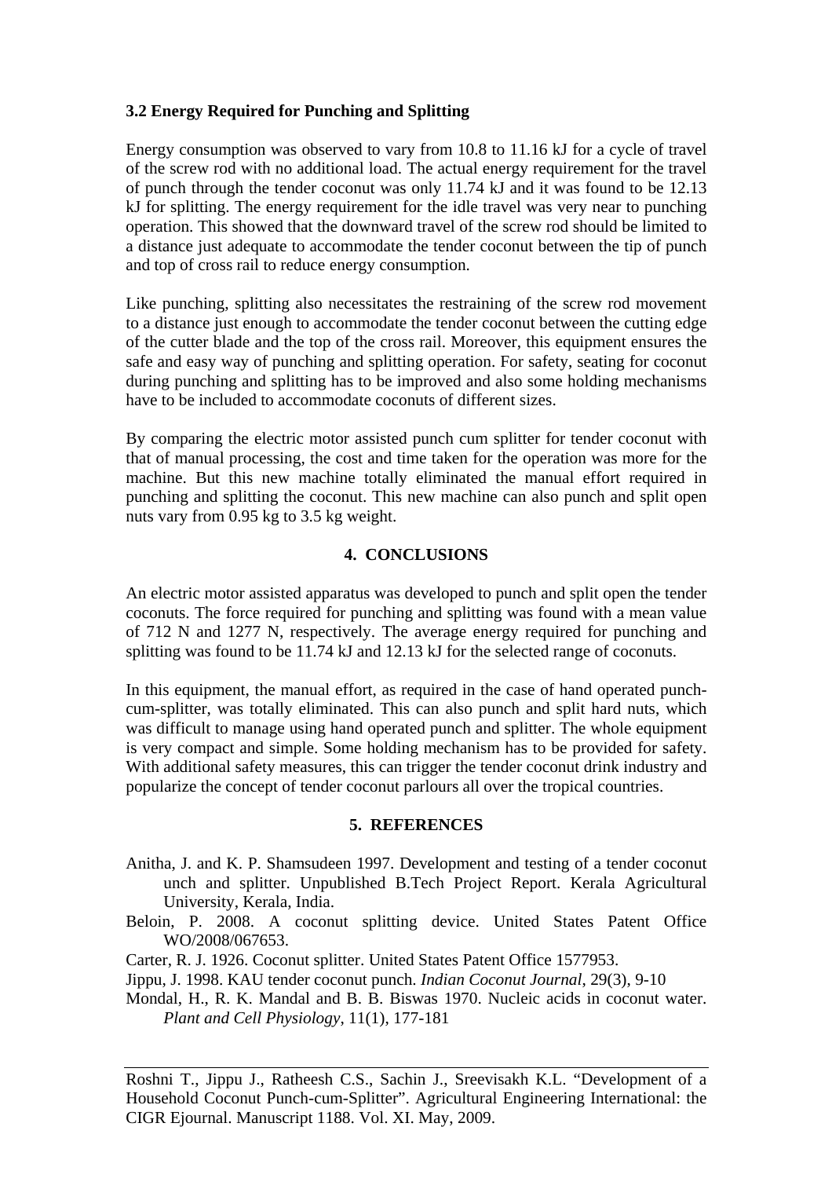### 3.2 Energy Required for Punching and Splitting

Energy consumption was observed to vary from 10.8 to 11.16 kJ for a cycle of travel of the screw rod with no additional load. The actual energy requirement for the travel of punch through the tender coconut was only 11.74 kJ and it was found to be 12.13 kJ for splitting. The energy requirement for the idle travel was very near to punching operation. This showed that the downward travel of the screw rod should be limited to a distance just adequate to accommodate the tender coconut between the tip of punch and top of cross rail to reduce energy consumption.

Like punching, splitting also necessitates the restraining of the screw rod movement to a distance just enough to accommodate the tender coconut between the cutting edge of the cutter blade and the top of the cross rail. Moreover, this equipment ensures the safe and easy way of punching and splitting operation. For safety, seating for coconut during punching and splitting has to be improved and also some holding mechanisms have to be included to accommodate coconuts of different sizes.

By comparing the electric motor assisted punch cum splitter for tender coconut with that of manual processing, the cost and time taken for the operation was more for the machine. But this new machine totally eliminated the manual effort required in punching and splitting the coconut. This new machine can also punch and split open nuts vary from 0.95 kg to 3.5 kg weight.

## 4. CONCLUSIONS

An electric motor assisted apparatus was developed to punch and split open the tender coconuts. The force required for punching and splitting was found with a mean value of 712 N and 1277 N, respectively. The average energy required for punching and splitting was found to be 11.74 kJ and 12.13 kJ for the selected range of coconuts.

In this equipment, the manual effort, as required in the case of hand operated punch-cum-splitter, was totally eliminated. This can also punch and split hard nuts, which was difficult to manage using hand operated punch and splitter. The whole equipment is very compact and simple. Some holding mechanism has to be provided for safety. With additional safety measures, this can trigger the tender coconut drink industry and popularize the concept of tender coconut parlours all over the tropical countries.

## 5. REFERENCES

Anitha, J. and K. P. Shamsudeen 1997. Development and testing of a tender coconut unch and splitter. Unpublished B.Tech Project Report. Kerala Agricultural University, Kerala, India.

Beloin, P. 2008. A coconut splitting device. United States Patent Office WO/2008/067653.

Carter, R. J. 1926. Coconut splitter. United States Patent Office 1577953.

Jippu, J. 1998. KAU tender coconut punch. *Indian Coconut Journal*, 29(3), 9-10

Mondal, H., R. K. Mandal and B. B. Biswas 1970. Nucleic acids in coconut water. *Plant and Cell Physiology*, 11(1), 177-181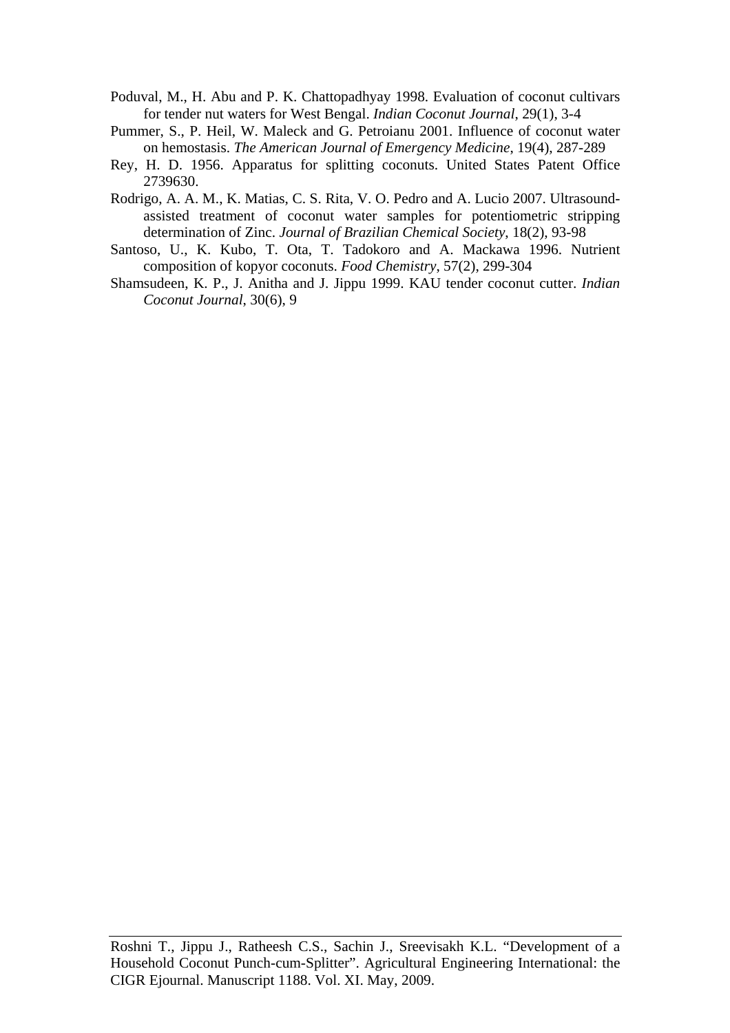Poduval, M., H. Abu and P. K. Chattopadhyay 1998. Evaluation of coconut cultivars for tender nut waters for West Bengal. *Indian Coconut Journal*, 29(1), 3-4

Pummer, S., P. Heil, W. Maleck and G. Petroianu 2001. Influence of coconut water on hemostasis. *The American Journal of Emergency Medicine*, 19(4), 287-289

Rey, H. D. 1956. Apparatus for splitting coconuts. United States Patent Office 2739630.

Rodrigo, A. A. M., K. Matias, C. S. Rita, V. O. Pedro and A. Lucio 2007. Ultrasound-assisted treatment of coconut water samples for potentiometric stripping determination of Zinc. *Journal of Brazilian Chemical Society*, 18(2), 93-98

Santoso, U., K. Kubo, T. Ota, T. Tadokoro and A. Mackawa 1996. Nutrient composition of kopyor coconuts. *Food Chemistry*, 57(2), 299-304

Shamsudeen, K. P., J. Anitha and J. Jippu 1999. KAU tender coconut cutter. *Indian Coconut Journal*, 30(6), 9